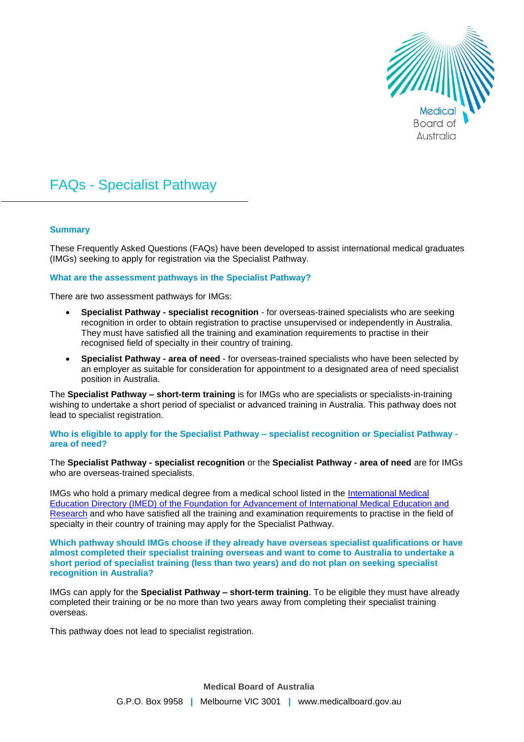# FAQs - Specialist Pathway

## Summary

These Frequently Asked Questions (FAQs) have been developed to assist international medical graduates (IMGs) seeking to apply for registration via the Specialist Pathway.

### What are the assessment pathways in the Specialist Pathway?

There are two assessment pathways for IMGs:

- **Specialist Pathway - specialist recognition** - for overseas-trained specialists who are seeking recognition in order to obtain registration to practise unsupervised or independently in Australia. They must have satisfied all the training and examination requirements to practise in their recognised field of specialty in their country of training.
- **Specialist Pathway - area of need** - for overseas-trained specialists who have been selected by an employer as suitable for consideration for appointment to a designated area of need specialist position in Australia.

The **Specialist Pathway – short-term training** is for IMGs who are specialists or specialists-in-training wishing to undertake a short period of specialist or advanced training in Australia. This pathway does not lead to specialist registration.

### Who is eligible to apply for the Specialist Pathway – specialist recognition or Specialist Pathway - area of need?

The **Specialist Pathway - specialist recognition** or the **Specialist Pathway - area of need** are for IMGs who are overseas-trained specialists.

IMGs who hold a primary medical degree from a medical school listed in the International Medical Education Directory (IMED) of the Foundation for Advancement of International Medical Education and Research and who have satisfied all the training and examination requirements to practise in the field of specialty in their country of training may apply for the Specialist Pathway.

### Which pathway should IMGs choose if they already have overseas specialist qualifications or have almost completed their specialist training overseas and want to come to Australia to undertake a short period of specialist training (less than two years) and do not plan on seeking specialist recognition in Australia?

IMGs can apply for the **Specialist Pathway – short-term training**. To be eligible they must have already completed their training or be no more than two years away from completing their specialist training overseas.

This pathway does not lead to specialist registration.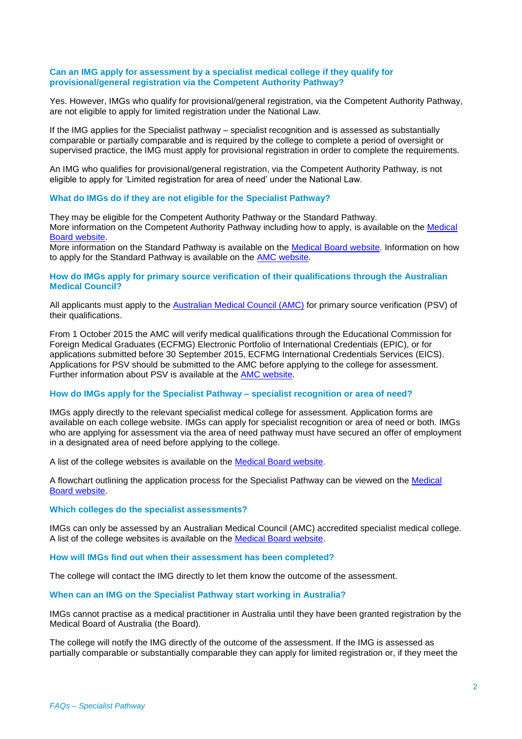### Can an IMG apply for assessment by a specialist medical college if they qualify for provisional/general registration via the Competent Authority Pathway?

Yes. However, IMGs who qualify for provisional/general registration, via the Competent Authority Pathway, are not eligible to apply for limited registration under the National Law.

If the IMG applies for the Specialist pathway – specialist recognition and is assessed as substantially comparable or partially comparable and is required by the college to complete a period of oversight or supervised practice, the IMG must apply for provisional registration in order to complete the requirements.

An IMG who qualifies for provisional/general registration, via the Competent Authority Pathway, is not eligible to apply for 'Limited registration for area of need' under the National Law.

### What do IMGs do if they are not eligible for the Specialist Pathway?

They may be eligible for the Competent Authority Pathway or the Standard Pathway.
More information on the Competent Authority Pathway including how to apply, is available on the [Medical Board website](#).
More information on the Standard Pathway is available on the [Medical Board website](#). Information on how to apply for the Standard Pathway is available on the [AMC website](#).

### How do IMGs apply for primary source verification of their qualifications through the Australian Medical Council?

All applicants must apply to the [Australian Medical Council (AMC)](#) for primary source verification (PSV) of their qualifications.

From 1 October 2015 the AMC will verify medical qualifications through the Educational Commission for Foreign Medical Graduates (ECFMG) Electronic Portfolio of International Credentials (EPIC), or for applications submitted before 30 September 2015, ECFMG International Credentials Services (EICS). Applications for PSV should be submitted to the AMC before applying to the college for assessment. Further information about PSV is available at the [AMC website](#).

### How do IMGs apply for the Specialist Pathway – specialist recognition or area of need?

IMGs apply directly to the relevant specialist medical college for assessment. Application forms are available on each college website. IMGs can apply for specialist recognition or area of need or both. IMGs who are applying for assessment via the area of need pathway must have secured an offer of employment in a designated area of need before applying to the college.

A list of the college websites is available on the [Medical Board website](#).

A flowchart outlining the application process for the Specialist Pathway can be viewed on the [Medical Board website](#).

### Which colleges do the specialist assessments?

IMGs can only be assessed by an Australian Medical Council (AMC) accredited specialist medical college. A list of the college websites is available on the [Medical Board website](#).

### How will IMGs find out when their assessment has been completed?

The college will contact the IMG directly to let them know the outcome of the assessment.

### When can an IMG on the Specialist Pathway start working in Australia?

IMGs cannot practise as a medical practitioner in Australia until they have been granted registration by the Medical Board of Australia (the Board).

The college will notify the IMG directly of the outcome of the assessment. If the IMG is assessed as partially comparable or substantially comparable they can apply for limited registration or, if they meet the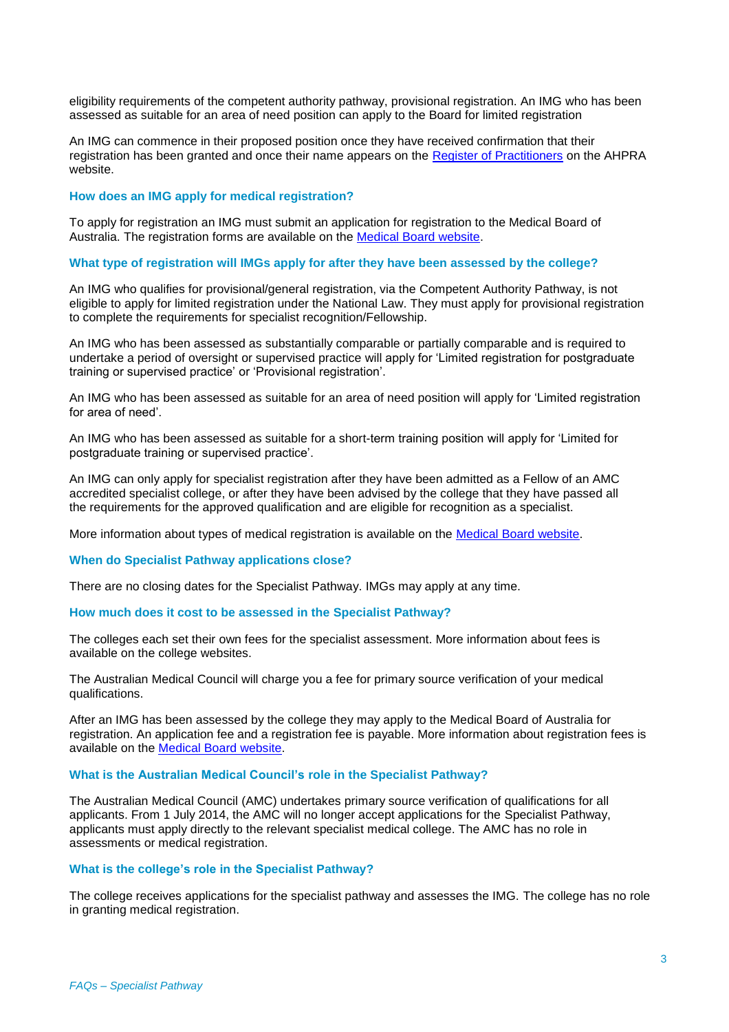eligibility requirements of the competent authority pathway, provisional registration. An IMG who has been assessed as suitable for an area of need position can apply to the Board for limited registration

An IMG can commence in their proposed position once they have received confirmation that their registration has been granted and once their name appears on the [Register of Practitioners]() on the AHPRA website.

### How does an IMG apply for medical registration?

To apply for registration an IMG must submit an application for registration to the Medical Board of Australia. The registration forms are available on the [Medical Board website]().

### What type of registration will IMGs apply for after they have been assessed by the college?

An IMG who qualifies for provisional/general registration, via the Competent Authority Pathway, is not eligible to apply for limited registration under the National Law. They must apply for provisional registration to complete the requirements for specialist recognition/Fellowship.

An IMG who has been assessed as substantially comparable or partially comparable and is required to undertake a period of oversight or supervised practice will apply for 'Limited registration for postgraduate training or supervised practice' or 'Provisional registration'.

An IMG who has been assessed as suitable for an area of need position will apply for 'Limited registration for area of need'.

An IMG who has been assessed as suitable for a short-term training position will apply for 'Limited for postgraduate training or supervised practice'.

An IMG can only apply for specialist registration after they have been admitted as a Fellow of an AMC accredited specialist college, or after they have been advised by the college that they have passed all the requirements for the approved qualification and are eligible for recognition as a specialist.

More information about types of medical registration is available on the [Medical Board website]().

### When do Specialist Pathway applications close?

There are no closing dates for the Specialist Pathway. IMGs may apply at any time.

### How much does it cost to be assessed in the Specialist Pathway?

The colleges each set their own fees for the specialist assessment. More information about fees is available on the college websites.

The Australian Medical Council will charge you a fee for primary source verification of your medical qualifications.

After an IMG has been assessed by the college they may apply to the Medical Board of Australia for registration. An application fee and a registration fee is payable. More information about registration fees is available on the [Medical Board website]().

### What is the Australian Medical Council's role in the Specialist Pathway?

The Australian Medical Council (AMC) undertakes primary source verification of qualifications for all applicants. From 1 July 2014, the AMC will no longer accept applications for the Specialist Pathway, applicants must apply directly to the relevant specialist medical college. The AMC has no role in assessments or medical registration.

### What is the college's role in the Specialist Pathway?

The college receives applications for the specialist pathway and assesses the IMG. The college has no role in granting medical registration.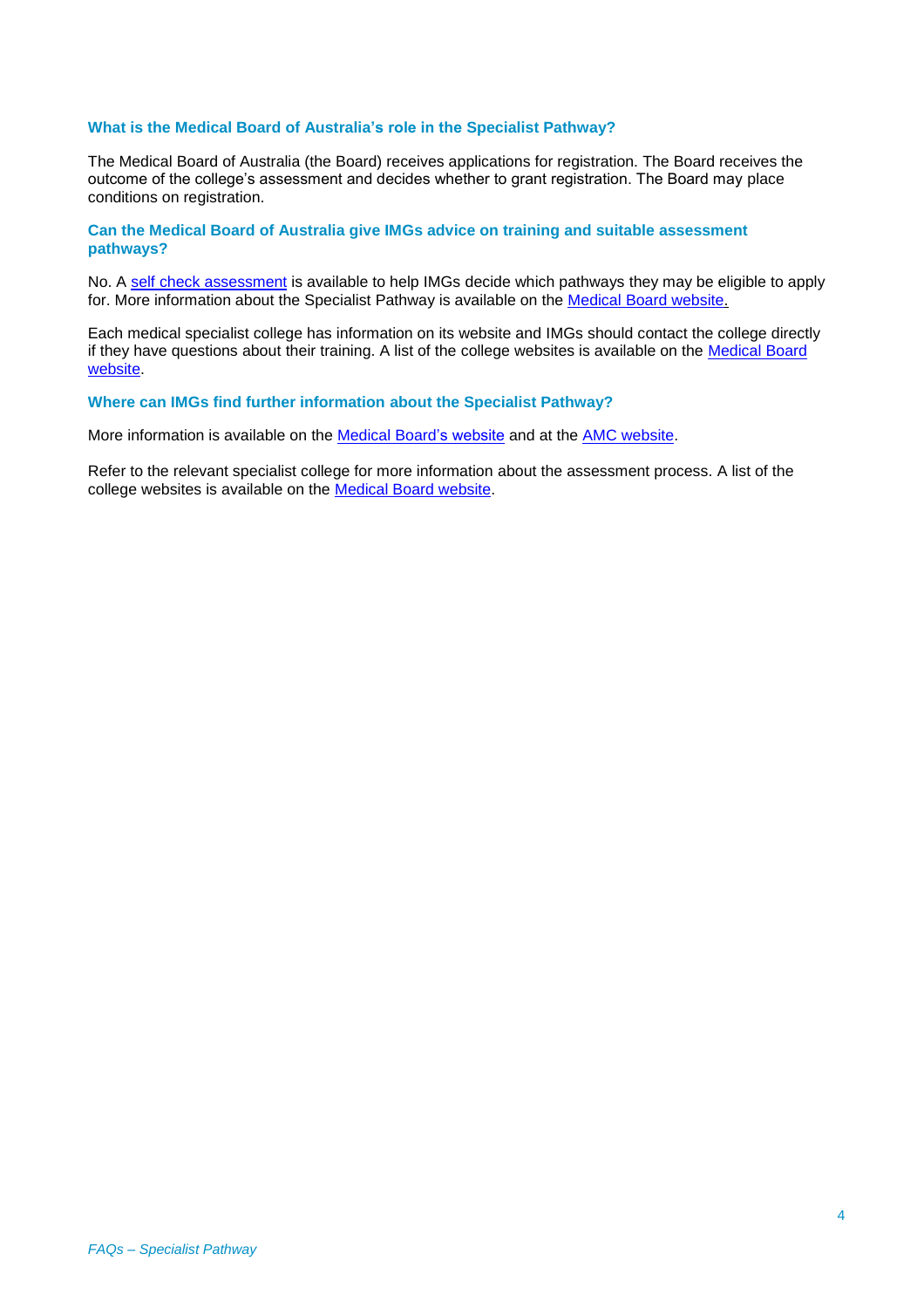### What is the Medical Board of Australia's role in the Specialist Pathway?

The Medical Board of Australia (the Board) receives applications for registration. The Board receives the outcome of the college's assessment and decides whether to grant registration. The Board may place conditions on registration.

### Can the Medical Board of Australia give IMGs advice on training and suitable assessment pathways?

No. A self check assessment is available to help IMGs decide which pathways they may be eligible to apply for. More information about the Specialist Pathway is available on the Medical Board website.

Each medical specialist college has information on its website and IMGs should contact the college directly if they have questions about their training. A list of the college websites is available on the Medical Board website.

### Where can IMGs find further information about the Specialist Pathway?

More information is available on the Medical Board's website and at the AMC website.

Refer to the relevant specialist college for more information about the assessment process. A list of the college websites is available on the Medical Board website.